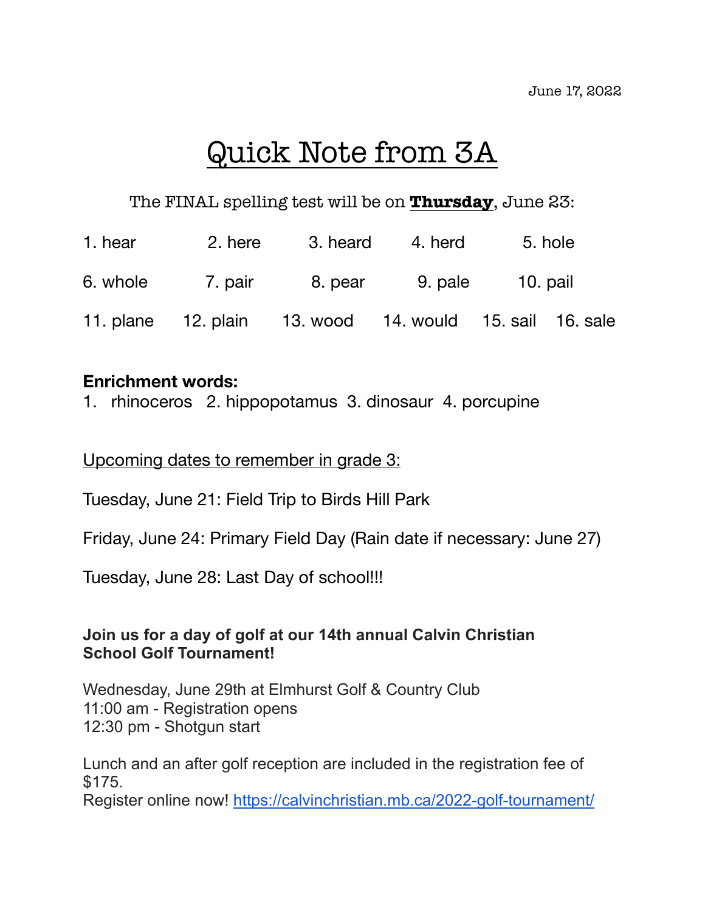June 17, 2022

# Quick Note from 3A

The FINAL spelling test will be on **Thursday**, June 23:

1. hear 2. here 3. heard 4. herd 5. hole

6. whole 7. pair 8. pear 9. pale 10. pail

11. plane 12. plain 13. wood 14. would 15. sail 16. sale

**Enrichment words:**

1. rhinoceros 2. hippopotamus 3. dinosaur 4. porcupine

Upcoming dates to remember in grade 3:

Tuesday, June 21: Field Trip to Birds Hill Park

Friday, June 24: Primary Field Day (Rain date if necessary: June 27)

Tuesday, June 28: Last Day of school!!!

**Join us for a day of golf at our 14th annual Calvin Christian School Golf Tournament!**

Wednesday, June 29th at Elmhurst Golf & Country Club
11:00 am - Registration opens
12:30 pm - Shotgun start

Lunch and an after golf reception are included in the registration fee of $175.
Register online now! https://calvinchristian.mb.ca/2022-golf-tournament/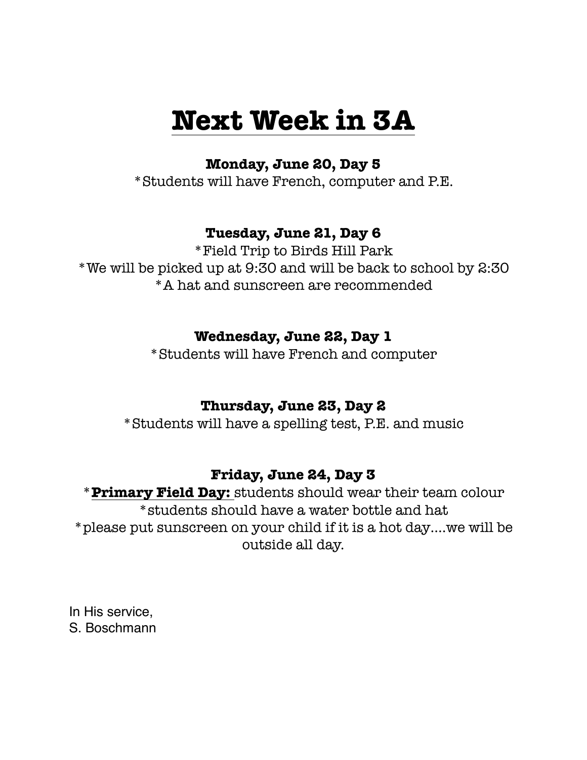# Next Week in 3A

**Monday, June 20, Day 5**

*Students will have French, computer and P.E.

**Tuesday, June 21, Day 6**

*Field Trip to Birds Hill Park
*We will be picked up at 9:30 and will be back to school by 2:30
*A hat and sunscreen are recommended

**Wednesday, June 22, Day 1**

*Students will have French and computer

**Thursday, June 23, Day 2**

*Students will have a spelling test, P.E. and music

**Friday, June 24, Day 3**

***Primary Field Day:*** students should wear their team colour
*students should have a water bottle and hat
*please put sunscreen on your child if it is a hot day....we will be outside all day.

In His service,
S. Boschmann